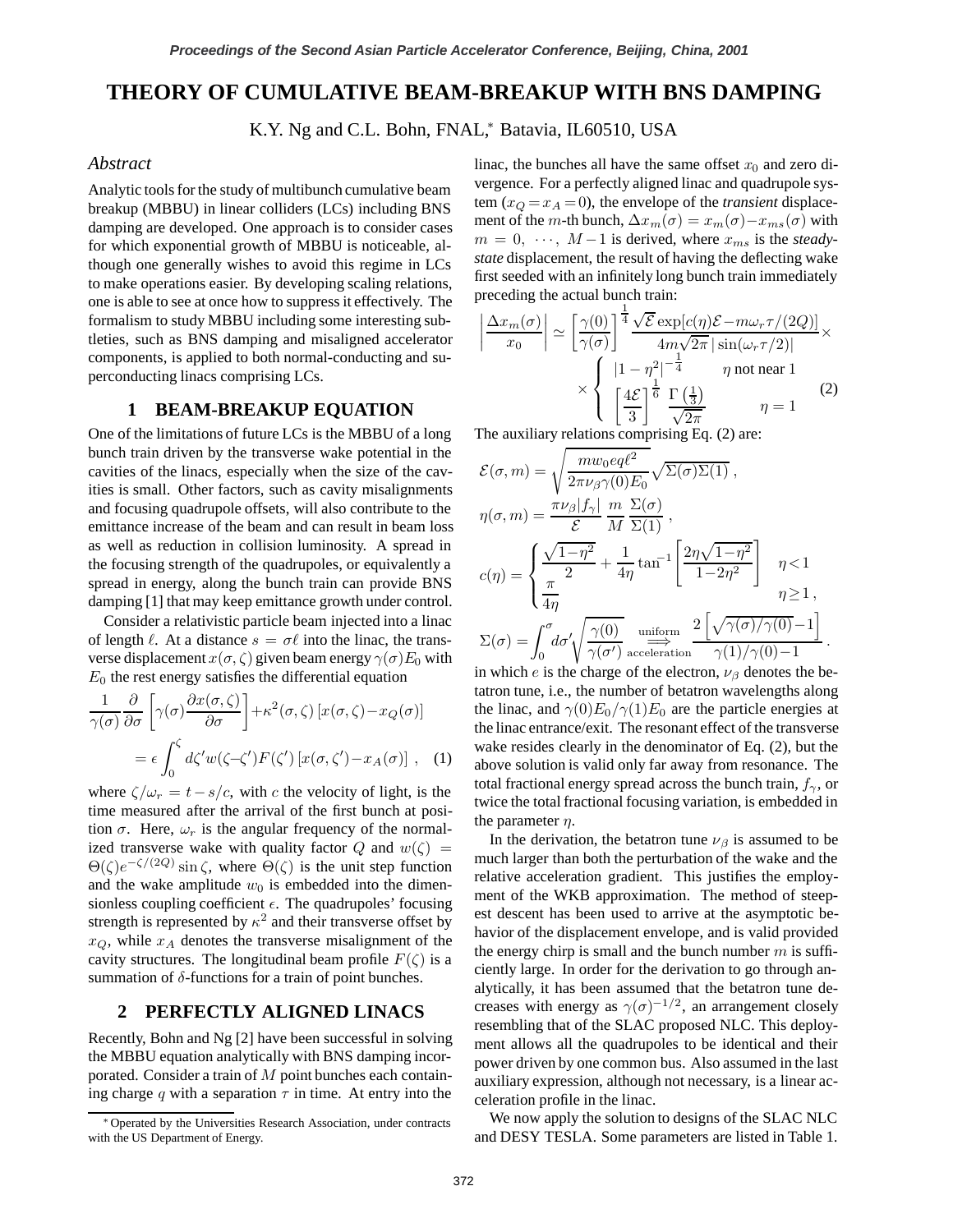# THEORY OF CUMULATIVE BEAM-BREAKUP WITH BNS DAMPING

K.Y. Ng and C.L. Bohn, FNAL,* Batavia, IL60510, USA

### *Abstract*

Analytic tools for the study of multibunch cumulative beam breakup (MBBU) in linear colliders (LCs) including BNS damping are developed. One approach is to consider cases for which exponential growth of MBBU is noticeable, although one generally wishes to avoid this regime in LCs to make operations easier. By developing scaling relations, one is able to see at once how to suppress it effectively. The formalism to study MBBU including some interesting subtleties, such as BNS damping and misaligned accelerator components, is applied to both normal-conducting and superconducting linacs comprising LCs.

## 1 BEAM-BREAKUP EQUATION

One of the limitations of future LCs is the MBBU of a long bunch train driven by the transverse wake potential in the cavities of the linacs, especially when the size of the cavities is small. Other factors, such as cavity misalignments and focusing quadrupole offsets, will also contribute to the emittance increase of the beam and can result in beam loss as well as reduction in collision luminosity. A spread in the focusing strength of the quadrupoles, or equivalently a spread in energy, along the bunch train can provide BNS damping [1] that may keep emittance growth under control.

Consider a relativistic particle beam injected into a linac of length $\ell$. At a distance $s = \sigma\ell$ into the linac, the transverse displacement $x(\sigma,\zeta)$ given beam energy $\gamma(\sigma)E_0$ with $E_0$ the rest energy satisfies the differential equation

$$\frac{1}{\gamma(\sigma)}\frac{\partial}{\partial\sigma}\left[\gamma(\sigma)\frac{\partial x(\sigma,\zeta)}{\partial\sigma}\right]+\kappa^2(\sigma,\zeta)\left[x(\sigma,\zeta)-x_Q(\sigma)\right] = \epsilon\int_0^\zeta d\zeta' w(\zeta-\zeta')F(\zeta')\left[x(\sigma,\zeta')-x_A(\sigma)\right] , \quad (1)$$

where $\zeta/\omega_r = t-s/c$, with $c$ the velocity of light, is the time measured after the arrival of the first bunch at position $\sigma$. Here, $\omega_r$ is the angular frequency of the normalized transverse wake with quality factor $Q$ and $w(\zeta) = \Theta(\zeta)e^{-\zeta/(2Q)}\sin\zeta$, where $\Theta(\zeta)$ is the unit step function and the wake amplitude $w_0$ is embedded into the dimensionless coupling coefficient $\epsilon$. The quadrupoles' focusing strength is represented by $\kappa^2$ and their transverse offset by $x_Q$, while $x_A$ denotes the transverse misalignment of the cavity structures. The longitudinal beam profile $F(\zeta)$ is a summation of $\delta$-functions for a train of point bunches.

## 2 PERFECTLY ALIGNED LINACS

Recently, Bohn and Ng [2] have been successful in solving the MBBU equation analytically with BNS damping incorporated. Consider a train of $M$ point bunches each containing charge $q$ with a separation $\tau$ in time. At entry into the linac, the bunches all have the same offset $x_0$ and zero divergence. For a perfectly aligned linac and quadrupole system ($x_Q = x_A = 0$), the envelope of the *transient* displacement of the $m$-th bunch, $\Delta x_m(\sigma) = x_m(\sigma)-x_{ms}(\sigma)$ with $m = 0, \cdots, M-1$ is derived, where $x_{ms}$ is the *steady-state* displacement, the result of having the deflecting wake first seeded with an infinitely long bunch train immediately preceding the actual bunch train:

$$\left|\frac{\Delta x_m(\sigma)}{x_0}\right| \simeq \left[\frac{\gamma(0)}{\gamma(\sigma)}\right]^{\frac14}\frac{\sqrt{\mathcal{E}}\exp[c(\eta)\mathcal{E}-m\omega_r\tau/(2Q)]}{4m\sqrt{2\pi}\,|\sin(\omega_r\tau/2)|}\times \times\begin{cases} |1-\eta^2|^{-\frac14} & \eta \text{ not near } 1 \\ \left[\dfrac{4\mathcal{E}}{3}\right]^{\frac16}\dfrac{\Gamma\left(\frac13\right)}{\sqrt{2\pi}} & \eta = 1 \end{cases} \quad (2)$$

The auxiliary relations comprising Eq. (2) are:

$$\mathcal{E}(\sigma,m) = \sqrt{\frac{mw_0eq\ell^2}{2\pi\nu_\beta\gamma(0)E_0}}\sqrt{\Sigma(\sigma)\Sigma(1)}\ ,$$

$$\eta(\sigma,m) = \frac{\pi\nu_\beta|f_\gamma|}{\mathcal{E}}\ \frac{m}{M}\ \frac{\Sigma(\sigma)}{\Sigma(1)}\ ,$$

$$c(\eta) = \begin{cases} \dfrac{\sqrt{1-\eta^2}}{2}+\dfrac{1}{4\eta}\tan^{-1}\left[\dfrac{2\eta\sqrt{1-\eta^2}}{1-2\eta^2}\right] & \eta<1 \\ \dfrac{\pi}{4\eta} & \eta\ge 1\ , \end{cases}$$

$$\Sigma(\sigma) = \int_0^\sigma d\sigma'\sqrt{\frac{\gamma(0)}{\gamma(\sigma')}} \underset{\text{acceleration}}{\overset{\text{uniform}}{\Longrightarrow}} \frac{2\left[\sqrt{\gamma(\sigma)/\gamma(0)}-1\right]}{\gamma(1)/\gamma(0)-1}\ .$$

in which $e$ is the charge of the electron, $\nu_\beta$ denotes the betatron tune, i.e., the number of betatron wavelengths along the linac, and $\gamma(0)E_0/\gamma(1)E_0$ are the particle energies at the linac entrance/exit. The resonant effect of the transverse wake resides clearly in the denominator of Eq. (2), but the above solution is valid only far away from resonance. The total fractional energy spread across the bunch train, $f_\gamma$, or twice the total fractional focusing variation, is embedded in the parameter $\eta$.

In the derivation, the betatron tune $\nu_\beta$ is assumed to be much larger than both the perturbation of the wake and the relative acceleration gradient. This justifies the employment of the WKB approximation. The method of steepest descent has been used to arrive at the asymptotic behavior of the displacement envelope, and is valid provided the energy chirp is small and the bunch number $m$ is sufficiently large. In order for the derivation to go through analytically, it has been assumed that the betatron tune decreases with energy as $\gamma(\sigma)^{-1/2}$, an arrangement closely resembling that of the SLAC proposed NLC. This deployment allows all the quadrupoles to be identical and their power driven by one common bus. Also assumed in the last auxiliary expression, although not necessary, is a linear acceleration profile in the linac.

We now apply the solution to designs of the SLAC NLC and DESY TESLA. Some parameters are listed in Table 1.

* Operated by the Universities Research Association, under contracts with the US Department of Energy.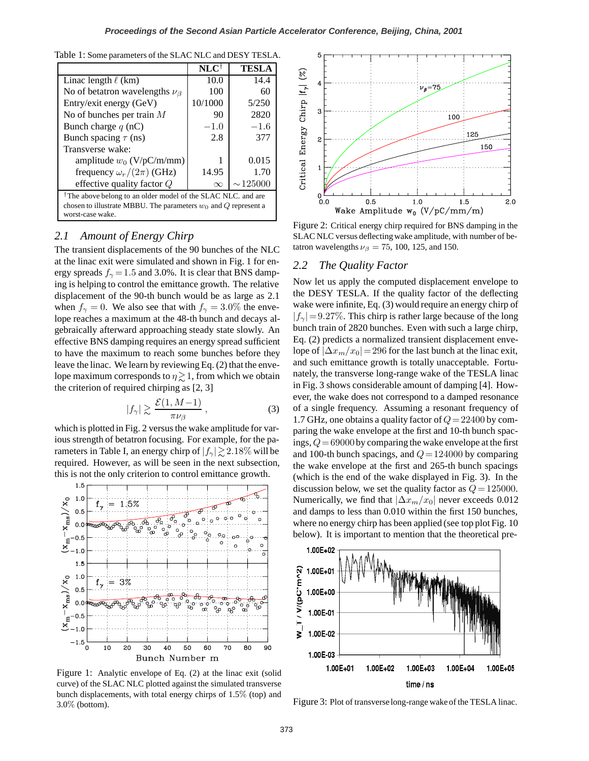Table 1: Some parameters of the SLAC NLC and DESY TESLA.

| | NLC[†] | TESLA |
|---|---|---|
| Linac length $\ell$ (km) | 10.0 | 14.4 |
| No of betatron wavelengths $\nu_\beta$ | 100 | 60 |
| Entry/exit energy (GeV) | 10/1000 | 5/250 |
| No of bunches per train $M$ | 90 | 2820 |
| Bunch charge $q$ (nC) | $-1.0$ | $-1.6$ |
| Bunch spacing $\tau$ (ns) | 2.8 | 377 |
| Transverse wake: | | |
| amplitude $w_0$ (V/pC/m/mm) | 1 | 0.015 |
| frequency $\omega_r/(2\pi)$ (GHz) | 14.95 | 1.70 |
| effective quality factor $Q$ | $\infty$ | $\sim$125000 |

[†]The above belong to an older model of the SLAC NLC. and are chosen to illustrate MBBU. The parameters $w_0$ and $Q$ represent a worst-case wake.

## 2.1 Amount of Energy Chirp

The transient displacements of the 90 bunches of the NLC at the linac exit were simulated and shown in Fig. 1 for energy spreads $f_\gamma = 1.5$ and 3.0%. It is clear that BNS damping is helping to control the emittance growth. The relative displacement of the 90-th bunch would be as large as 2.1 when $f_\gamma = 0$. We also see that with $f_\gamma = 3.0\%$ the envelope reaches a maximum at the 48-th bunch and decays algebraically afterward approaching steady state slowly. An effective BNS damping requires an energy spread sufficient to have the maximum to reach some bunches before they leave the linac. We learn by reviewing Eq. (2) that the envelope maximum corresponds to $\eta \gtrsim 1$, from which we obtain the criterion of required chirping as [2, 3]

$$|f_\gamma| \gtrsim \frac{\mathcal{E}(1, M-1)}{\pi \nu_\beta} \,, \tag{3}$$

which is plotted in Fig. 2 versus the wake amplitude for various strength of betatron focusing. For example, for the parameters in Table I, an energy chirp of $|f_\gamma| \gtrsim 2.18\%$ will be required. However, as will be seen in the next subsection, this is not the only criterion to control emittance growth.

Figure 1: Analytic envelope of Eq. (2) at the linac exit (solid curve) of the SLAC NLC plotted against the simulated transverse bunch displacements, with total energy chirps of 1.5% (top) and 3.0% (bottom).

Figure 2: Critical energy chirp required for BNS damping in the SLAC NLC versus deflecting wake amplitude, with number of betatron wavelengths $\nu_\beta = 75$, 100, 125, and 150.

## 2.2 The Quality Factor

Now let us apply the computed displacement envelope to the DESY TESLA. If the quality factor of the deflecting wake were infinite, Eq. (3) would require an energy chirp of $|f_\gamma| = 9.27\%$. This chirp is rather large because of the long bunch train of 2820 bunches. Even with such a large chirp, Eq. (2) predicts a normalized transient displacement envelope of $|\Delta x_m/x_0| = 296$ for the last bunch at the linac exit, and such emittance growth is totally unacceptable. Fortunately, the transverse long-range wake of the TESLA linac in Fig. 3 shows considerable amount of damping [4]. However, the wake does not correspond to a damped resonance of a single frequency. Assuming a resonant frequency of 1.7 GHz, one obtains a quality factor of $Q = 22400$ by comparing the wake envelope at the first and 10-th bunch spacings, $Q = 69000$ by comparing the wake envelope at the first and 100-th bunch spacings, and $Q = 124000$ by comparing the wake envelope at the first and 265-th bunch spacings (which is the end of the wake displayed in Fig. 3). In the discussion below, we set the quality factor as $Q = 125000$. Numerically, we find that $|\Delta x_m/x_0|$ never exceeds 0.012 and damps to less than 0.010 within the first 150 bunches, where no energy chirp has been applied (see top plot Fig. 10 below). It is important to mention that the theoretical pre-

Figure 3: Plot of transverse long-range wake of the TESLA linac.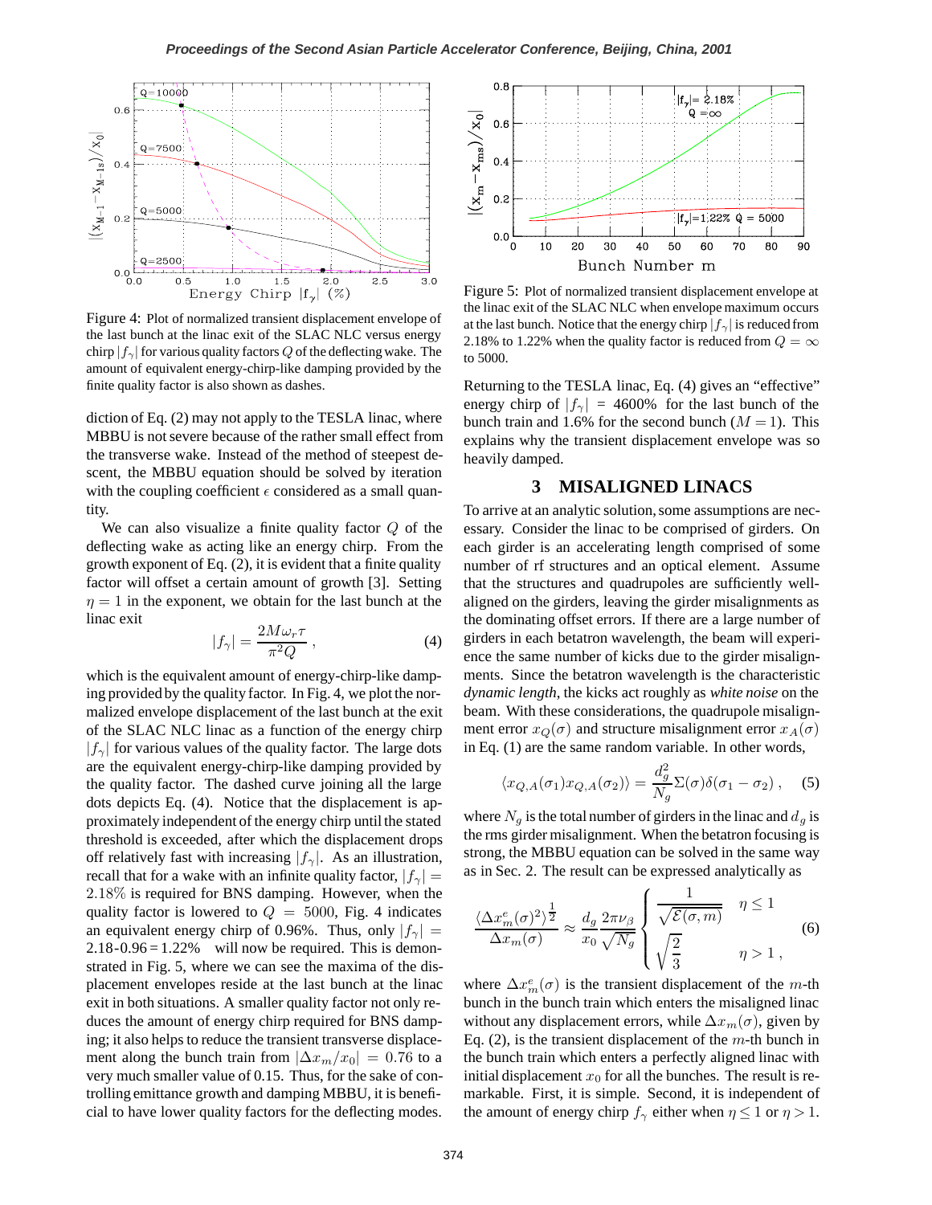Figure 4: Plot of normalized transient displacement envelope of the last bunch at the linac exit of the SLAC NLC versus energy chirp $|f_\gamma|$ for various quality factors $Q$ of the deflecting wake. The amount of equivalent energy-chirp-like damping provided by the finite quality factor is also shown as dashes.

diction of Eq. (2) may not apply to the TESLA linac, where MBBU is not severe because of the rather small effect from the transverse wake. Instead of the method of steepest descent, the MBBU equation should be solved by iteration with the coupling coefficient $\epsilon$ considered as a small quantity.

We can also visualize a finite quality factor $Q$ of the deflecting wake as acting like an energy chirp. From the growth exponent of Eq. (2), it is evident that a finite quality factor will offset a certain amount of growth [3]. Setting $\eta = 1$ in the exponent, we obtain for the last bunch at the linac exit

$$|f_\gamma| = \frac{2M\omega_r \tau}{\pi^2 Q}\,, \tag{4}$$

which is the equivalent amount of energy-chirp-like damping provided by the quality factor. In Fig. 4, we plot the normalized envelope displacement of the last bunch at the exit of the SLAC NLC linac as a function of the energy chirp $|f_\gamma|$ for various values of the quality factor. The large dots are the equivalent energy-chirp-like damping provided by the quality factor. The dashed curve joining all the large dots depicts Eq. (4). Notice that the displacement is approximately independent of the energy chirp until the stated threshold is exceeded, after which the displacement drops off relatively fast with increasing $|f_\gamma|$. As an illustration, recall that for a wake with an infinite quality factor, $|f_\gamma| = 2.18\%$ is required for BNS damping. However, when the quality factor is lowered to $Q = 5000$, Fig. 4 indicates an equivalent energy chirp of 0.96%. Thus, only $|f_\gamma| =$ 2.18-0.96 = 1.22% will now be required. This is demonstrated in Fig. 5, where we can see the maxima of the displacement envelopes reside at the last bunch at the linac exit in both situations. A smaller quality factor not only reduces the amount of energy chirp required for BNS damping; it also helps to reduce the transient transverse displacement along the bunch train from $|\Delta x_m/x_0| = 0.76$ to a very much smaller value of 0.15. Thus, for the sake of controlling emittance growth and damping MBBU, it is beneficial to have lower quality factors for the deflecting modes.

Figure 5: Plot of normalized transient displacement envelope at the linac exit of the SLAC NLC when envelope maximum occurs at the last bunch. Notice that the energy chirp $|f_\gamma|$ is reduced from 2.18% to 1.22% when the quality factor is reduced from $Q = \infty$ to 5000.

Returning to the TESLA linac, Eq. (4) gives an "effective" energy chirp of $|f_\gamma| = 4600\%$ for the last bunch of the bunch train and 1.6% for the second bunch ($M = 1$). This explains why the transient displacement envelope was so heavily damped.

## 3 MISALIGNED LINACS

To arrive at an analytic solution, some assumptions are necessary. Consider the linac to be comprised of girders. On each girder is an accelerating length comprised of some number of rf structures and an optical element. Assume that the structures and quadrupoles are sufficiently well-aligned on the girders, leaving the girder misalignments as the dominating offset errors. If there are a large number of girders in each betatron wavelength, the beam will experience the same number of kicks due to the girder misalignments. Since the betatron wavelength is the characteristic *dynamic length*, the kicks act roughly as *white noise* on the beam. With these considerations, the quadrupole misalignment error $x_Q(\sigma)$ and structure misalignment error $x_A(\sigma)$ in Eq. (1) are the same random variable. In other words,

$$\langle x_{Q,A}(\sigma_1) x_{Q,A}(\sigma_2)\rangle = \frac{d_g^2}{N_g}\Sigma(\sigma)\delta(\sigma_1 - \sigma_2)\,, \tag{5}$$

where $N_g$ is the total number of girders in the linac and $d_g$ is the rms girder misalignment. When the betatron focusing is strong, the MBBU equation can be solved in the same way as in Sec. 2. The result can be expressed analytically as

$$\frac{\langle \Delta x_m^e(\sigma)^2\rangle^{\frac{1}{2}}}{\Delta x_m(\sigma)} \approx \frac{d_g}{x_0}\frac{2\pi\nu_\beta}{\sqrt{N_g}} \begin{cases} \dfrac{1}{\sqrt{\mathcal{E}(\sigma,m)}} & \eta \le 1 \\ \sqrt{\dfrac{2}{3}} & \eta > 1\,, \end{cases} \tag{6}$$

where $\Delta x_m^e(\sigma)$ is the transient displacement of the $m$-th bunch in the bunch train which enters the misaligned linac without any displacement errors, while $\Delta x_m(\sigma)$, given by Eq. (2), is the transient displacement of the $m$-th bunch in the bunch train which enters a perfectly aligned linac with initial displacement $x_0$ for all the bunches. The result is remarkable. First, it is simple. Second, it is independent of the amount of energy chirp $f_\gamma$ either when $\eta \le 1$ or $\eta > 1$.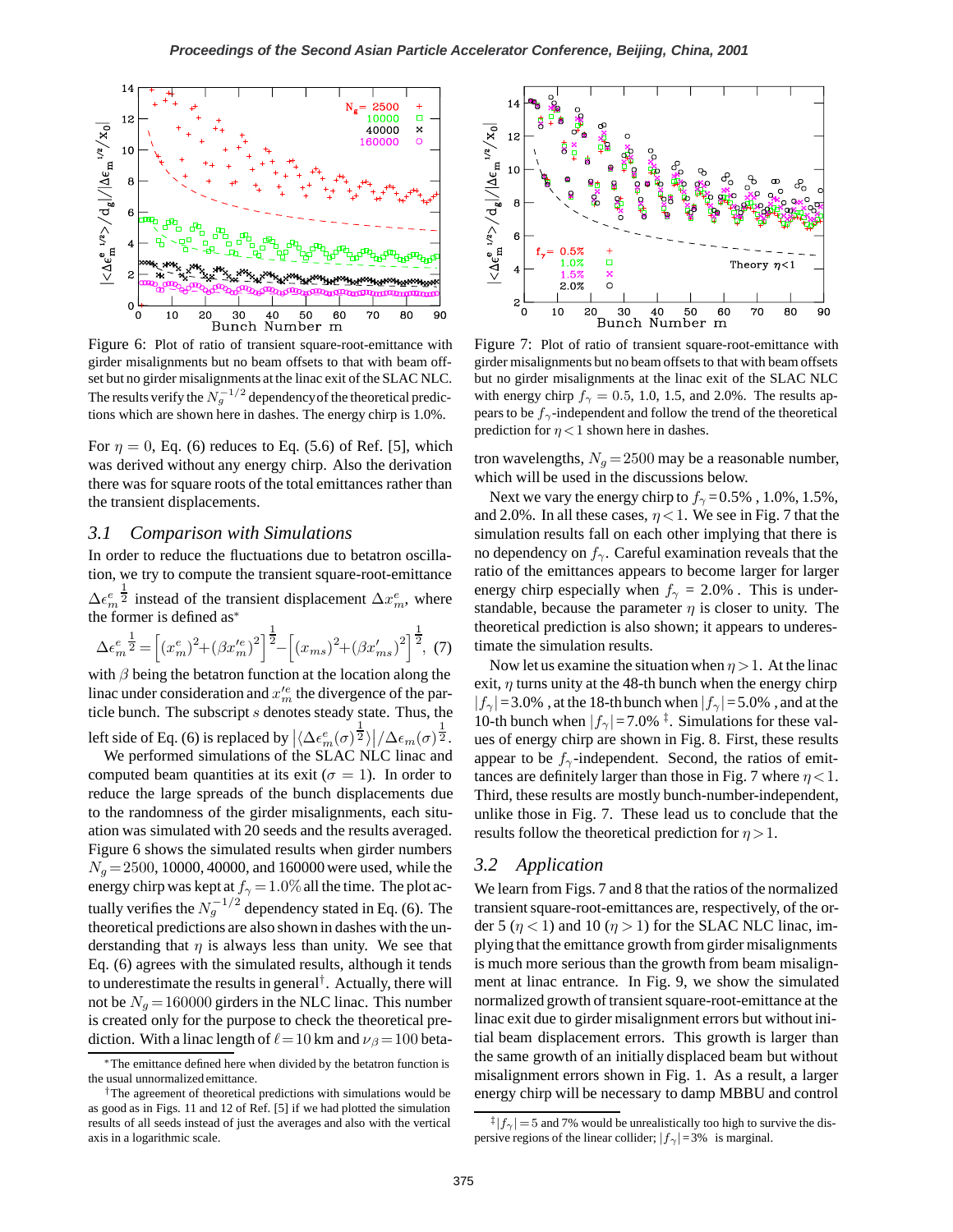Figure 6: Plot of ratio of transient square-root-emittance with girder misalignments but no beam offsets to that with beam offset but no girder misalignments at the linac exit of the SLAC NLC. The results verify the $N_g^{-1/2}$ dependency of the theoretical predictions which are shown here in dashes. The energy chirp is 1.0%.

For $\eta = 0$, Eq. (6) reduces to Eq. (5.6) of Ref. [5], which was derived without any energy chirp. Also the derivation there was for square roots of the total emittances rather than the transient displacements.

### 3.1 Comparison with Simulations

In order to reduce the fluctuations due to betatron oscillation, we try to compute the transient square-root-emittance $\Delta\epsilon_m^{e\,\frac{1}{2}}$ instead of the transient displacement $\Delta x_m^e$, where the former is defined as*

$$\Delta\epsilon_m^{e\,\frac{1}{2}} = \left[(x_m^e)^2 + (\beta x_m'^e)^2\right]^{\frac{1}{2}} - \left[(x_{ms})^2 + (\beta x_{ms}')^2\right]^{\frac{1}{2}}, \quad (7)$$

with $\beta$ being the betatron function at the location along the linac under consideration and $x_m'^e$ the divergence of the particle bunch. The subscript $s$ denotes steady state. Thus, the left side of Eq. (6) is replaced by $\left|\langle\Delta\epsilon_m^e(\sigma)^{\frac{1}{2}}\rangle\right|/\Delta\epsilon_m(\sigma)^{\frac{1}{2}}$.

We performed simulations of the SLAC NLC linac and computed beam quantities at its exit ($\sigma = 1$). In order to reduce the large spreads of the bunch displacements due to the randomness of the girder misalignments, each situation was simulated with 20 seeds and the results averaged. Figure 6 shows the simulated results when girder numbers $N_g = 2500$, 10000, 40000, and 160000 were used, while the energy chirp was kept at $f_\gamma = 1.0\%$ all the time. The plot actually verifies the $N_g^{-1/2}$ dependency stated in Eq. (6). The theoretical predictions are also shown in dashes with the understanding that $\eta$ is always less than unity. We see that Eq. (6) agrees with the simulated results, although it tends to underestimate the results in general†. Actually, there will not be $N_g = 160000$ girders in the NLC linac. This number is created only for the purpose to check the theoretical prediction. With a linac length of $\ell = 10$ km and $\nu_\beta = 100$ betatron wavelengths, $N_g = 2500$ may be a reasonable number, which will be used in the discussions below.

Next we vary the energy chirp to $f_\gamma = 0.5\%$ , 1.0%, 1.5%, and 2.0%. In all these cases, $\eta < 1$. We see in Fig. 7 that the simulation results fall on each other implying that there is no dependency on $f_\gamma$. Careful examination reveals that the ratio of the emittances appears to become larger for larger energy chirp especially when $f_\gamma = 2.0\%$ . This is understandable, because the parameter $\eta$ is closer to unity. The theoretical prediction is also shown; it appears to underestimate the simulation results.

Figure 7: Plot of ratio of transient square-root-emittance with girder misalignments but no beam offsets to that with beam offsets but no girder misalignments at the linac exit of the SLAC NLC with energy chirp $f_\gamma = 0.5$, 1.0, 1.5, and 2.0%. The results appears to be $f_\gamma$-independent and follow the trend of the theoretical prediction for $\eta < 1$ shown here in dashes.

Now let us examine the situation when $\eta > 1$. At the linac exit, $\eta$ turns unity at the 48-th bunch when the energy chirp $|f_\gamma| = 3.0\%$ , at the 18-th bunch when $|f_\gamma| = 5.0\%$ , and at the 10-th bunch when $|f_\gamma| = 7.0\%$ ‡. Simulations for these values of energy chirp are shown in Fig. 8. First, these results appear to be $f_\gamma$-independent. Second, the ratios of emittances are definitely larger than those in Fig. 7 where $\eta < 1$. Third, these results are mostly bunch-number-independent, unlike those in Fig. 7. These lead us to conclude that the results follow the theoretical prediction for $\eta > 1$.

### 3.2 Application

We learn from Figs. 7 and 8 that the ratios of the normalized transient square-root-emittances are, respectively, of the order 5 ($\eta < 1$) and 10 ($\eta > 1$) for the SLAC NLC linac, implying that the emittance growth from girder misalignments is much more serious than the growth from beam misalignment at linac entrance. In Fig. 9, we show the simulated normalized growth of transient square-root-emittance at the linac exit due to girder misalignment errors but without initial beam displacement errors. This growth is larger than the same growth of an initially displaced beam but without misalignment errors shown in Fig. 1. As a result, a larger energy chirp will be necessary to damp MBBU and control

---

*The emittance defined here when divided by the betatron function is the usual unnormalized emittance.

†The agreement of theoretical predictions with simulations would be as good as in Figs. 11 and 12 of Ref. [5] if we had plotted the simulation results of all seeds instead of just the averages and also with the vertical axis in a logarithmic scale.

‡$|f_\gamma| = 5$ and 7% would be unrealistically too high to survive the dispersive regions of the linear collider; $|f_\gamma| = 3\%$ is marginal.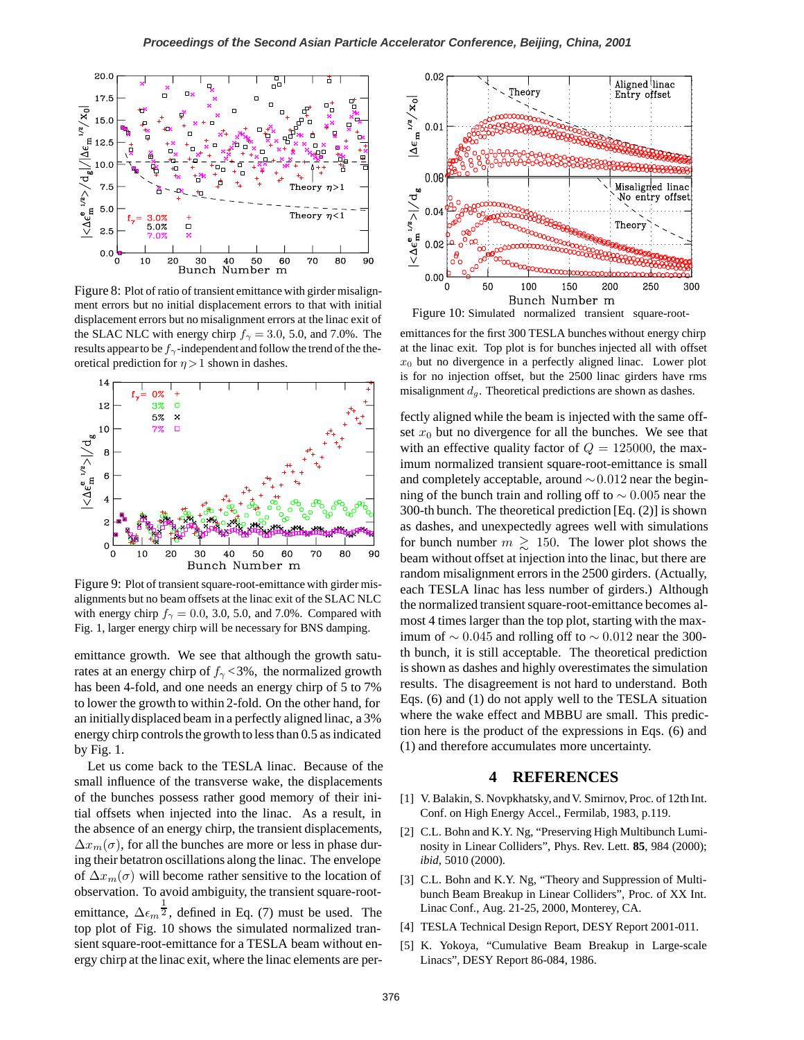20.0
17.5
15.0
12.5
10.0
7.5
5.0
2.5
0.0

$|<\Delta\epsilon_m^{e\ 1/2}>/d_g|/|\Delta\epsilon_m^{\ 1/2}/x_0|$

0 10 20 30 40 50 60 70 80 90

Bunch Number m

Theory $\eta>1$

Theory $\eta<1$

$f_\gamma$= 3.0% +
5.0% □
7.0% ×

Figure 8: Plot of ratio of transient emittance with girder misalignment errors but no initial displacement errors to that with initial displacement errors but no misalignment errors at the linac exit of the SLAC NLC with energy chirp $f_\gamma = 3.0$, 5.0, and 7.0%. The results appear to be $f_\gamma$-independent and follow the trend of the theoretical prediction for $\eta > 1$ shown in dashes.

14
12
10
8
6
4
2
0

$|<\Delta\epsilon_m^{e\ 1/2}>|/d_g$

0 10 20 30 40 50 60 70 80 90

Bunch Number m

$f_\gamma$= 0% +
3% o
5% ×
7% □

Figure 9: Plot of transient square-root-emittance with girder misalignments but no beam offsets at the linac exit of the SLAC NLC with energy chirp $f_\gamma = 0.0$, 3.0, 5.0, and 7.0%. Compared with Fig. 1, larger energy chirp will be necessary for BNS damping.

emittance growth. We see that although the growth saturates at an energy chirp of $f_\gamma < 3$%, the normalized growth has been 4-fold, and one needs an energy chirp of 5 to 7% to lower the growth to within 2-fold. On the other hand, for an initially displaced beam in a perfectly aligned linac, a 3% energy chirp controls the growth to less than 0.5 as indicated by Fig. 1.

Let us come back to the TESLA linac. Because of the small influence of the transverse wake, the displacements of the bunches possess rather good memory of their initial offsets when injected into the linac. As a result, in the absence of an energy chirp, the transient displacements, $\Delta x_m(\sigma)$, for all the bunches are more or less in phase during their betatron oscillations along the linac. The envelope of $\Delta x_m(\sigma)$ will become rather sensitive to the location of observation. To avoid ambiguity, the transient square-root-emittance, $\Delta\epsilon_m^{\frac{1}{2}}$, defined in Eq. (7) must be used. The top plot of Fig. 10 shows the simulated normalized transient square-root-emittance for a TESLA beam without energy chirp at the linac exit, where the linac elements are perfectly aligned while the beam is injected with the same offset $x_0$ but no divergence for all the bunches. That is, with an effective quality factor of $Q = 125000$, the maximum normalized transient square-root-emittance is small and completely acceptable, around $\sim 0.012$ near the beginning of the bunch train and rolling off to $\sim 0.005$ near the 300-th bunch. The theoretical prediction [Eq. (2)] is shown as dashes, and unexpectedly agrees well with simulations for bunch number $m \gtrsim 150$. The lower plot shows the beam without offset at injection into the linac, but there are random misalignment errors in the 2500 girders. (Actually, each TESLA linac has less number of girders.) Although the normalized transient square-root-emittance becomes almost 4 times larger than the top plot, starting with the maximum of $\sim 0.045$ and rolling off to $\sim 0.012$ near the 300-th bunch, it is still acceptable. The theoretical prediction is shown as dashes and highly overestimates the simulation results. The disagreement is not hard to understand. Both Eqs. (6) and (1) do not apply well to the TESLA situation where the wake effect and MBBU are small. This prediction here is the product of the expressions in Eqs. (6) and (1) and therefore accumulates more uncertainty.

0.02
0.01
0.00

$|\Delta\epsilon_m^{\ 1/2}/x_0|$

Theory

Aligned linac
Entry offset

0.06
0.04
0.02
0.00

$|<\Delta\epsilon_m^{e\ 1/2}>|/d_g$

Misaligned linac
No entry offset

Theory

0 50 100 150 200 250 300

Bunch Number m

Figure 10: Simulated normalized transient square-root-emittances for the first 300 TESLA bunches without energy chirp at the linac exit. Top plot is for bunches injected all with offset $x_0$ but no divergence in a perfectly aligned linac. Lower plot is for no injection offset, but the 2500 linac girders have rms misalignment $d_g$. Theoretical predictions are shown as dashes.

## 4 REFERENCES

[1] V. Balakin, S. Novpkhatsky, and V. Smirnov, Proc. of 12th Int. Conf. on High Energy Accel., Fermilab, 1983, p.119.

[2] C.L. Bohn and K.Y. Ng, "Preserving High Multibunch Luminosity in Linear Colliders", Phys. Rev. Lett. **85**, 984 (2000); *ibid*, 5010 (2000).

[3] C.L. Bohn and K.Y. Ng, "Theory and Suppression of Multibunch Beam Breakup in Linear Colliders", Proc. of XX Int. Linac Conf., Aug. 21-25, 2000, Monterey, CA.

[4] TESLA Technical Design Report, DESY Report 2001-011.

[5] K. Yokoya, "Cumulative Beam Breakup in Large-scale Linacs", DESY Report 86-084, 1986.